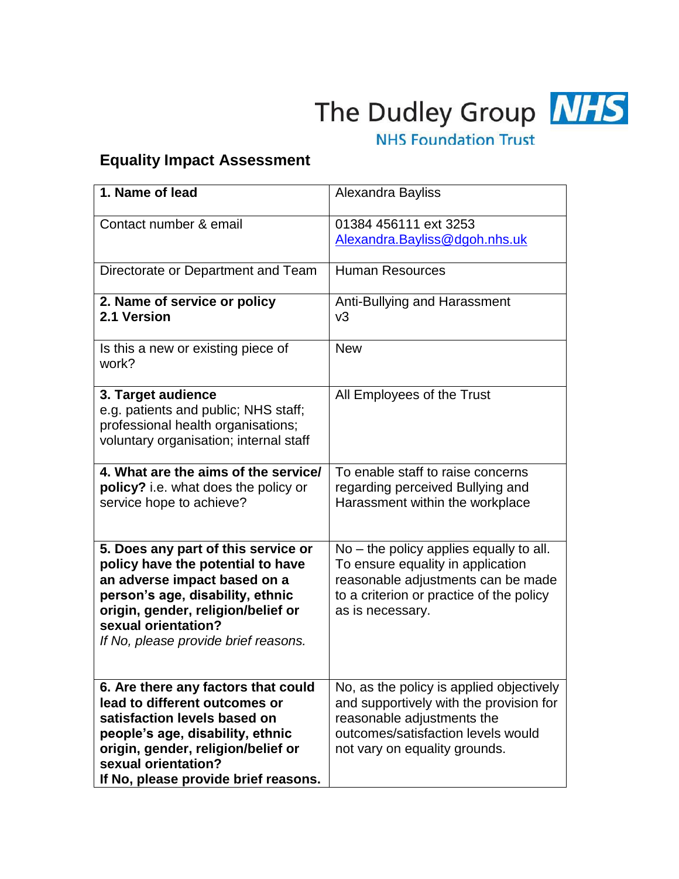The Dudley Group NHS

NHS Foundation Trust

## Equality Impact Assessment

| **1. Name of lead** | Alexandra Bayliss |
|---|---|
| Contact number & email | 01384 456111 ext 3253<br>Alexandra.Bayliss@dgoh.nhs.uk |
| Directorate or Department and Team | Human Resources |
| **2. Name of service or policy**<br>**2.1 Version** | Anti-Bullying and Harassment<br>v3 |
| Is this a new or existing piece of work? | New |
| **3. Target audience**<br>e.g. patients and public; NHS staff; professional health organisations; voluntary organisation; internal staff | All Employees of the Trust |
| **4. What are the aims of the service/ policy?** i.e. what does the policy or service hope to achieve? | To enable staff to raise concerns regarding perceived Bullying and Harassment within the workplace |
| **5. Does any part of this service or policy have the potential to have an adverse impact based on a person's age, disability, ethnic origin, gender, religion/belief or sexual orientation?**<br>*If No, please provide brief reasons.* | No – the policy applies equally to all. To ensure equality in application reasonable adjustments can be made to a criterion or practice of the policy as is necessary. |
| **6. Are there any factors that could lead to different outcomes or satisfaction levels based on people's age, disability, ethnic origin, gender, religion/belief or sexual orientation?**<br>**If No, please provide brief reasons.** | No, as the policy is applied objectively and supportively with the provision for reasonable adjustments the outcomes/satisfaction levels would not vary on equality grounds. |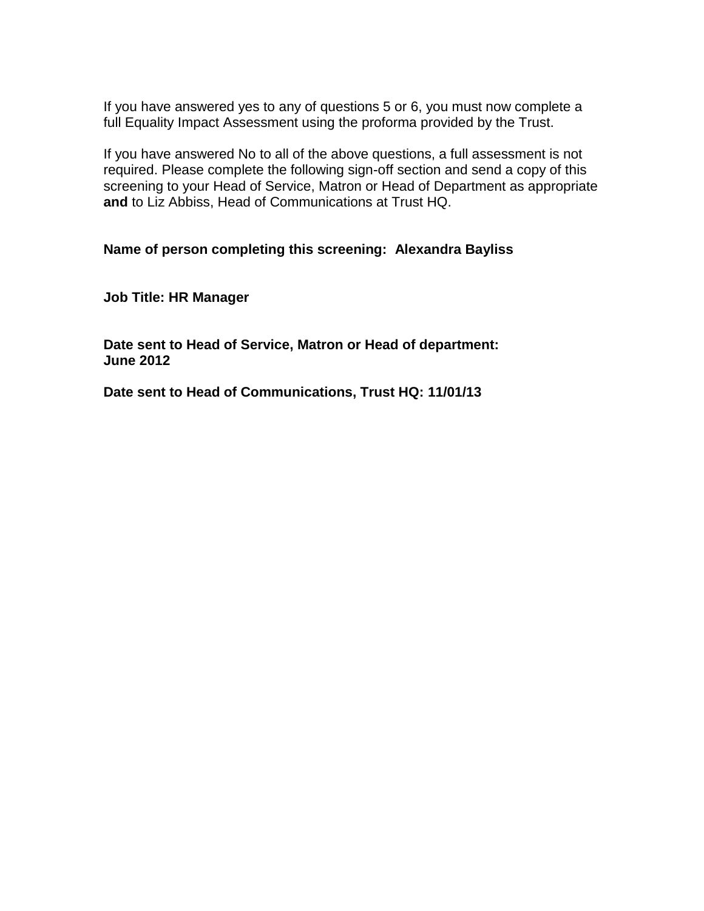If you have answered yes to any of questions 5 or 6, you must now complete a full Equality Impact Assessment using the proforma provided by the Trust.

If you have answered No to all of the above questions, a full assessment is not required. Please complete the following sign-off section and send a copy of this screening to your Head of Service, Matron or Head of Department as appropriate **and** to Liz Abbiss, Head of Communications at Trust HQ.

**Name of person completing this screening: Alexandra Bayliss**

**Job Title: HR Manager**

**Date sent to Head of Service, Matron or Head of department: June 2012**

**Date sent to Head of Communications, Trust HQ: 11/01/13**